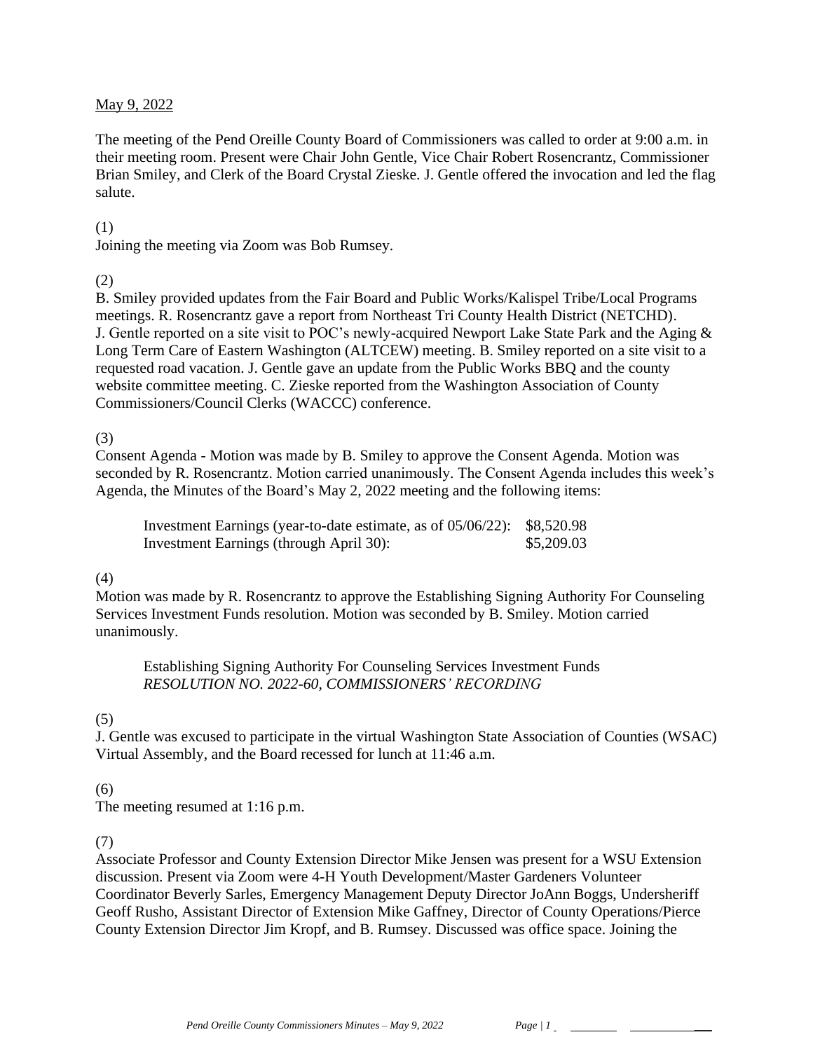May 9, 2022

The meeting of the Pend Oreille County Board of Commissioners was called to order at 9:00 a.m. in their meeting room. Present were Chair John Gentle, Vice Chair Robert Rosencrantz, Commissioner Brian Smiley, and Clerk of the Board Crystal Zieske. J. Gentle offered the invocation and led the flag salute.

(1)
Joining the meeting via Zoom was Bob Rumsey.

(2)
B. Smiley provided updates from the Fair Board and Public Works/Kalispel Tribe/Local Programs meetings. R. Rosencrantz gave a report from Northeast Tri County Health District (NETCHD). J. Gentle reported on a site visit to POC's newly-acquired Newport Lake State Park and the Aging & Long Term Care of Eastern Washington (ALTCEW) meeting. B. Smiley reported on a site visit to a requested road vacation. J. Gentle gave an update from the Public Works BBQ and the county website committee meeting. C. Zieske reported from the Washington Association of County Commissioners/Council Clerks (WACCC) conference.

(3)
Consent Agenda - Motion was made by B. Smiley to approve the Consent Agenda. Motion was seconded by R. Rosencrantz. Motion carried unanimously. The Consent Agenda includes this week's Agenda, the Minutes of the Board's May 2, 2022 meeting and the following items:

| | |
|---|---|
| Investment Earnings (year-to-date estimate, as of 05/06/22): | $8,520.98 |
| Investment Earnings (through April 30): | $5,209.03 |

(4)
Motion was made by R. Rosencrantz to approve the Establishing Signing Authority For Counseling Services Investment Funds resolution. Motion was seconded by B. Smiley. Motion carried unanimously.

Establishing Signing Authority For Counseling Services Investment Funds
*RESOLUTION NO. 2022-60, COMMISSIONERS' RECORDING*

(5)
J. Gentle was excused to participate in the virtual Washington State Association of Counties (WSAC) Virtual Assembly, and the Board recessed for lunch at 11:46 a.m.

(6)
The meeting resumed at 1:16 p.m.

(7)
Associate Professor and County Extension Director Mike Jensen was present for a WSU Extension discussion. Present via Zoom were 4-H Youth Development/Master Gardeners Volunteer Coordinator Beverly Sarles, Emergency Management Deputy Director JoAnn Boggs, Undersheriff Geoff Rusho, Assistant Director of Extension Mike Gaffney, Director of County Operations/Pierce County Extension Director Jim Kropf, and B. Rumsey. Discussed was office space. Joining the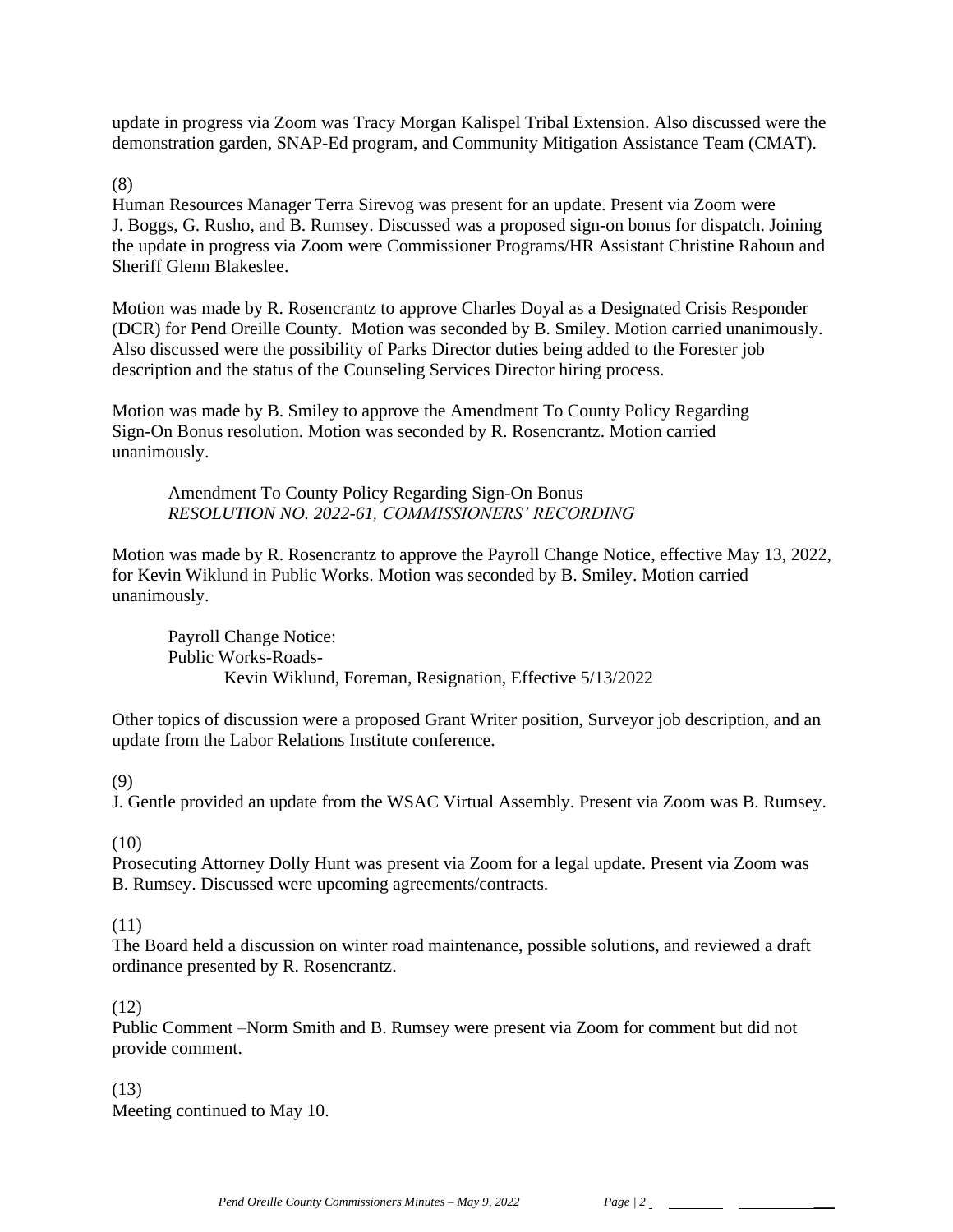update in progress via Zoom was Tracy Morgan Kalispel Tribal Extension. Also discussed were the demonstration garden, SNAP-Ed program, and Community Mitigation Assistance Team (CMAT).

(8)
Human Resources Manager Terra Sirevog was present for an update. Present via Zoom were J. Boggs, G. Rusho, and B. Rumsey. Discussed was a proposed sign-on bonus for dispatch. Joining the update in progress via Zoom were Commissioner Programs/HR Assistant Christine Rahoun and Sheriff Glenn Blakeslee.

Motion was made by R. Rosencrantz to approve Charles Doyal as a Designated Crisis Responder (DCR) for Pend Oreille County. Motion was seconded by B. Smiley. Motion carried unanimously. Also discussed were the possibility of Parks Director duties being added to the Forester job description and the status of the Counseling Services Director hiring process.

Motion was made by B. Smiley to approve the Amendment To County Policy Regarding Sign-On Bonus resolution. Motion was seconded by R. Rosencrantz. Motion carried unanimously.

> Amendment To County Policy Regarding Sign-On Bonus
> *RESOLUTION NO. 2022-61, COMMISSIONERS' RECORDING*

Motion was made by R. Rosencrantz to approve the Payroll Change Notice, effective May 13, 2022, for Kevin Wiklund in Public Works. Motion was seconded by B. Smiley. Motion carried unanimously.

> Payroll Change Notice:
> Public Works-Roads-
> Kevin Wiklund, Foreman, Resignation, Effective 5/13/2022

Other topics of discussion were a proposed Grant Writer position, Surveyor job description, and an update from the Labor Relations Institute conference.

(9)
J. Gentle provided an update from the WSAC Virtual Assembly. Present via Zoom was B. Rumsey.

(10)
Prosecuting Attorney Dolly Hunt was present via Zoom for a legal update. Present via Zoom was B. Rumsey. Discussed were upcoming agreements/contracts.

(11)
The Board held a discussion on winter road maintenance, possible solutions, and reviewed a draft ordinance presented by R. Rosencrantz.

(12)
Public Comment –Norm Smith and B. Rumsey were present via Zoom for comment but did not provide comment.

(13)
Meeting continued to May 10.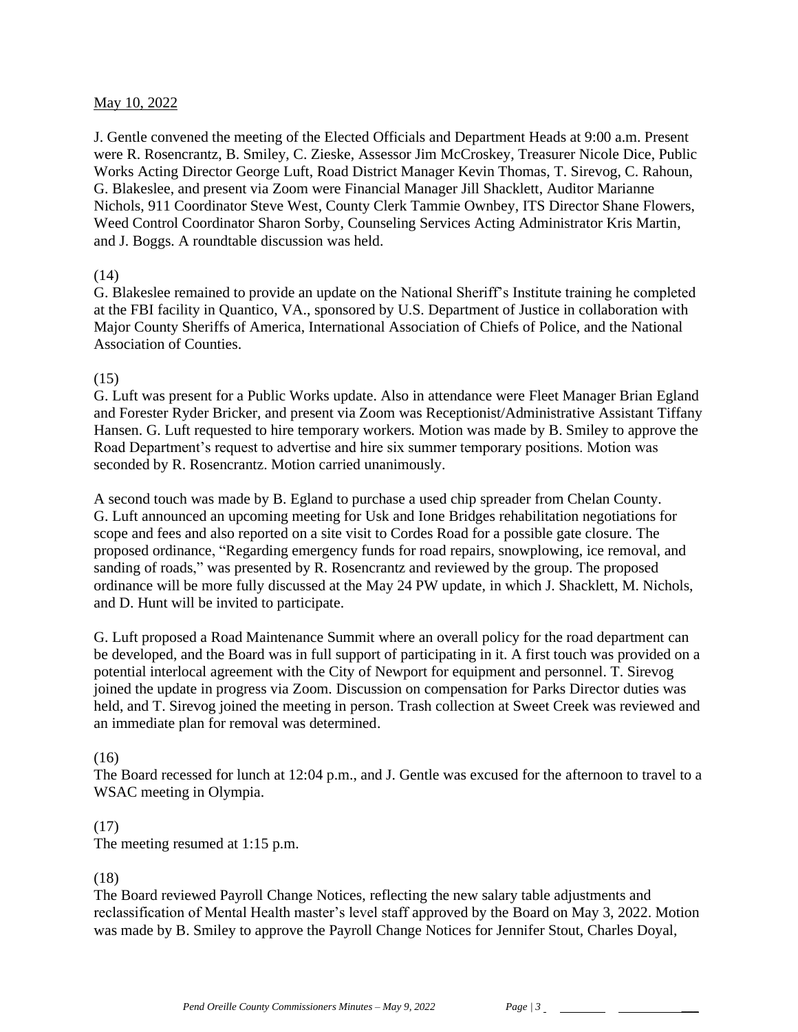May 10, 2022

J. Gentle convened the meeting of the Elected Officials and Department Heads at 9:00 a.m. Present were R. Rosencrantz, B. Smiley, C. Zieske, Assessor Jim McCroskey, Treasurer Nicole Dice, Public Works Acting Director George Luft, Road District Manager Kevin Thomas, T. Sirevog, C. Rahoun, G. Blakeslee, and present via Zoom were Financial Manager Jill Shacklett, Auditor Marianne Nichols, 911 Coordinator Steve West, County Clerk Tammie Ownbey, ITS Director Shane Flowers, Weed Control Coordinator Sharon Sorby, Counseling Services Acting Administrator Kris Martin, and J. Boggs. A roundtable discussion was held.

(14)
G. Blakeslee remained to provide an update on the National Sheriff's Institute training he completed at the FBI facility in Quantico, VA., sponsored by U.S. Department of Justice in collaboration with Major County Sheriffs of America, International Association of Chiefs of Police, and the National Association of Counties.

(15)
G. Luft was present for a Public Works update. Also in attendance were Fleet Manager Brian Egland and Forester Ryder Bricker, and present via Zoom was Receptionist/Administrative Assistant Tiffany Hansen. G. Luft requested to hire temporary workers. Motion was made by B. Smiley to approve the Road Department's request to advertise and hire six summer temporary positions. Motion was seconded by R. Rosencrantz. Motion carried unanimously.

A second touch was made by B. Egland to purchase a used chip spreader from Chelan County. G. Luft announced an upcoming meeting for Usk and Ione Bridges rehabilitation negotiations for scope and fees and also reported on a site visit to Cordes Road for a possible gate closure. The proposed ordinance, "Regarding emergency funds for road repairs, snowplowing, ice removal, and sanding of roads," was presented by R. Rosencrantz and reviewed by the group. The proposed ordinance will be more fully discussed at the May 24 PW update, in which J. Shacklett, M. Nichols, and D. Hunt will be invited to participate.

G. Luft proposed a Road Maintenance Summit where an overall policy for the road department can be developed, and the Board was in full support of participating in it. A first touch was provided on a potential interlocal agreement with the City of Newport for equipment and personnel. T. Sirevog joined the update in progress via Zoom. Discussion on compensation for Parks Director duties was held, and T. Sirevog joined the meeting in person. Trash collection at Sweet Creek was reviewed and an immediate plan for removal was determined.

(16)
The Board recessed for lunch at 12:04 p.m., and J. Gentle was excused for the afternoon to travel to a WSAC meeting in Olympia.

(17)
The meeting resumed at 1:15 p.m.

(18)
The Board reviewed Payroll Change Notices, reflecting the new salary table adjustments and reclassification of Mental Health master's level staff approved by the Board on May 3, 2022. Motion was made by B. Smiley to approve the Payroll Change Notices for Jennifer Stout, Charles Doyal,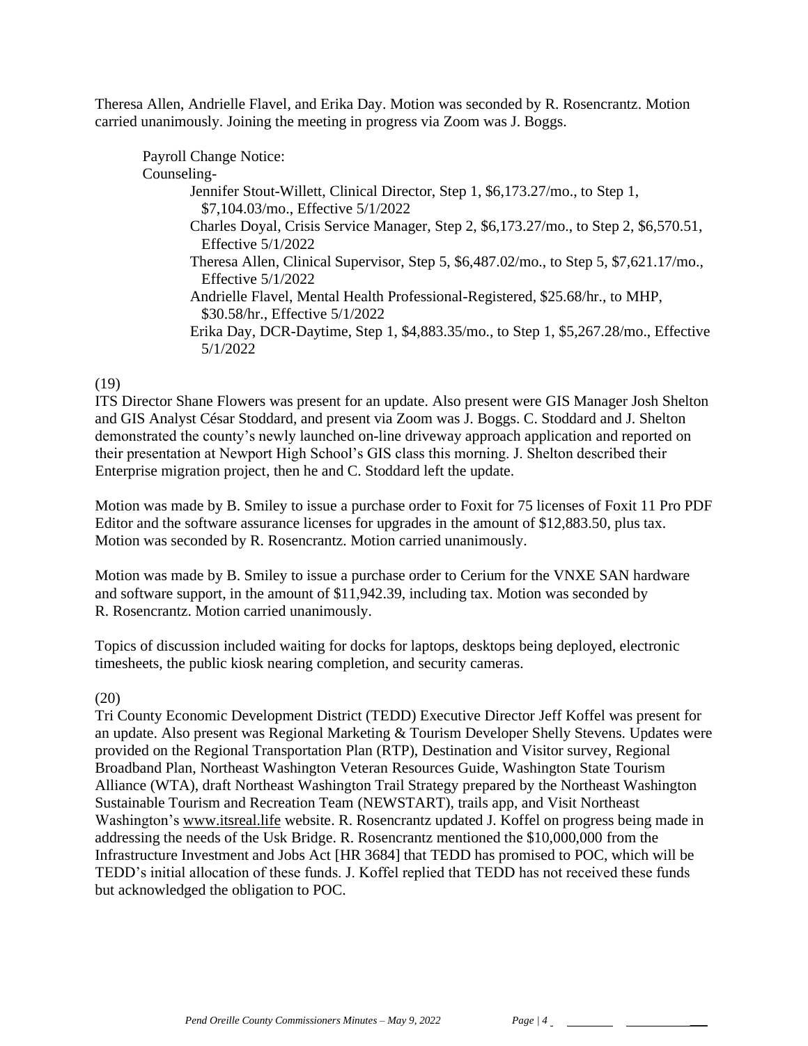Theresa Allen, Andrielle Flavel, and Erika Day. Motion was seconded by R. Rosencrantz. Motion carried unanimously. Joining the meeting in progress via Zoom was J. Boggs.

Payroll Change Notice:

Counseling-

- Jennifer Stout-Willett, Clinical Director, Step 1, $6,173.27/mo., to Step 1, $7,104.03/mo., Effective 5/1/2022
- Charles Doyal, Crisis Service Manager, Step 2, $6,173.27/mo., to Step 2, $6,570.51, Effective 5/1/2022
- Theresa Allen, Clinical Supervisor, Step 5, $6,487.02/mo., to Step 5, $7,621.17/mo., Effective 5/1/2022
- Andrielle Flavel, Mental Health Professional-Registered, $25.68/hr., to MHP, $30.58/hr., Effective 5/1/2022
- Erika Day, DCR-Daytime, Step 1, $4,883.35/mo., to Step 1, $5,267.28/mo., Effective 5/1/2022

(19)

ITS Director Shane Flowers was present for an update. Also present were GIS Manager Josh Shelton and GIS Analyst César Stoddard, and present via Zoom was J. Boggs. C. Stoddard and J. Shelton demonstrated the county's newly launched on-line driveway approach application and reported on their presentation at Newport High School's GIS class this morning. J. Shelton described their Enterprise migration project, then he and C. Stoddard left the update.

Motion was made by B. Smiley to issue a purchase order to Foxit for 75 licenses of Foxit 11 Pro PDF Editor and the software assurance licenses for upgrades in the amount of $12,883.50, plus tax. Motion was seconded by R. Rosencrantz. Motion carried unanimously.

Motion was made by B. Smiley to issue a purchase order to Cerium for the VNXE SAN hardware and software support, in the amount of $11,942.39, including tax. Motion was seconded by R. Rosencrantz. Motion carried unanimously.

Topics of discussion included waiting for docks for laptops, desktops being deployed, electronic timesheets, the public kiosk nearing completion, and security cameras.

(20)

Tri County Economic Development District (TEDD) Executive Director Jeff Koffel was present for an update. Also present was Regional Marketing & Tourism Developer Shelly Stevens. Updates were provided on the Regional Transportation Plan (RTP), Destination and Visitor survey, Regional Broadband Plan, Northeast Washington Veteran Resources Guide, Washington State Tourism Alliance (WTA), draft Northeast Washington Trail Strategy prepared by the Northeast Washington Sustainable Tourism and Recreation Team (NEWSTART), trails app, and Visit Northeast Washington's www.itsreal.life website. R. Rosencrantz updated J. Koffel on progress being made in addressing the needs of the Usk Bridge. R. Rosencrantz mentioned the $10,000,000 from the Infrastructure Investment and Jobs Act [HR 3684] that TEDD has promised to POC, which will be TEDD's initial allocation of these funds. J. Koffel replied that TEDD has not received these funds but acknowledged the obligation to POC.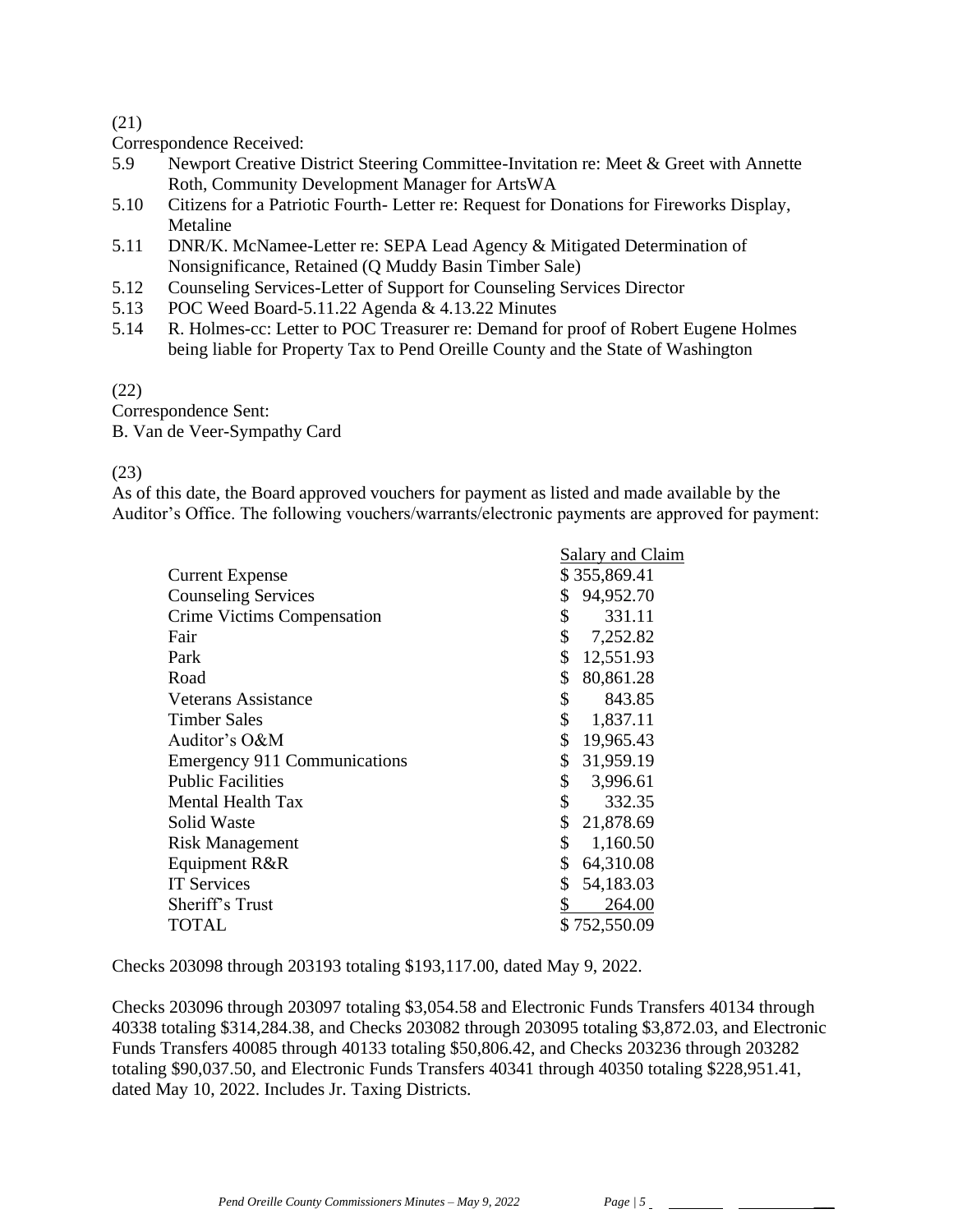(21)

Correspondence Received:

5.9 Newport Creative District Steering Committee-Invitation re: Meet & Greet with Annette Roth, Community Development Manager for ArtsWA

5.10 Citizens for a Patriotic Fourth- Letter re: Request for Donations for Fireworks Display, Metaline

5.11 DNR/K. McNamee-Letter re: SEPA Lead Agency & Mitigated Determination of Nonsignificance, Retained (Q Muddy Basin Timber Sale)

5.12 Counseling Services-Letter of Support for Counseling Services Director

5.13 POC Weed Board-5.11.22 Agenda & 4.13.22 Minutes

5.14 R. Holmes-cc: Letter to POC Treasurer re: Demand for proof of Robert Eugene Holmes being liable for Property Tax to Pend Oreille County and the State of Washington

(22)

Correspondence Sent:

B. Van de Veer-Sympathy Card

(23)

As of this date, the Board approved vouchers for payment as listed and made available by the Auditor's Office. The following vouchers/warrants/electronic payments are approved for payment:

| | Salary and Claim |
|---|---|
| Current Expense | $ 355,869.41 |
| Counseling Services | $ 94,952.70 |
| Crime Victims Compensation | $ 331.11 |
| Fair | $ 7,252.82 |
| Park | $ 12,551.93 |
| Road | $ 80,861.28 |
| Veterans Assistance | $ 843.85 |
| Timber Sales | $ 1,837.11 |
| Auditor's O&M | $ 19,965.43 |
| Emergency 911 Communications | $ 31,959.19 |
| Public Facilities | $ 3,996.61 |
| Mental Health Tax | $ 332.35 |
| Solid Waste | $ 21,878.69 |
| Risk Management | $ 1,160.50 |
| Equipment R&R | $ 64,310.08 |
| IT Services | $ 54,183.03 |
| Sheriff's Trust | $ 264.00 |
| TOTAL | $ 752,550.09 |

Checks 203098 through 203193 totaling $193,117.00, dated May 9, 2022.

Checks 203096 through 203097 totaling $3,054.58 and Electronic Funds Transfers 40134 through 40338 totaling $314,284.38, and Checks 203082 through 203095 totaling $3,872.03, and Electronic Funds Transfers 40085 through 40133 totaling $50,806.42, and Checks 203236 through 203282 totaling $90,037.50, and Electronic Funds Transfers 40341 through 40350 totaling $228,951.41, dated May 10, 2022. Includes Jr. Taxing Districts.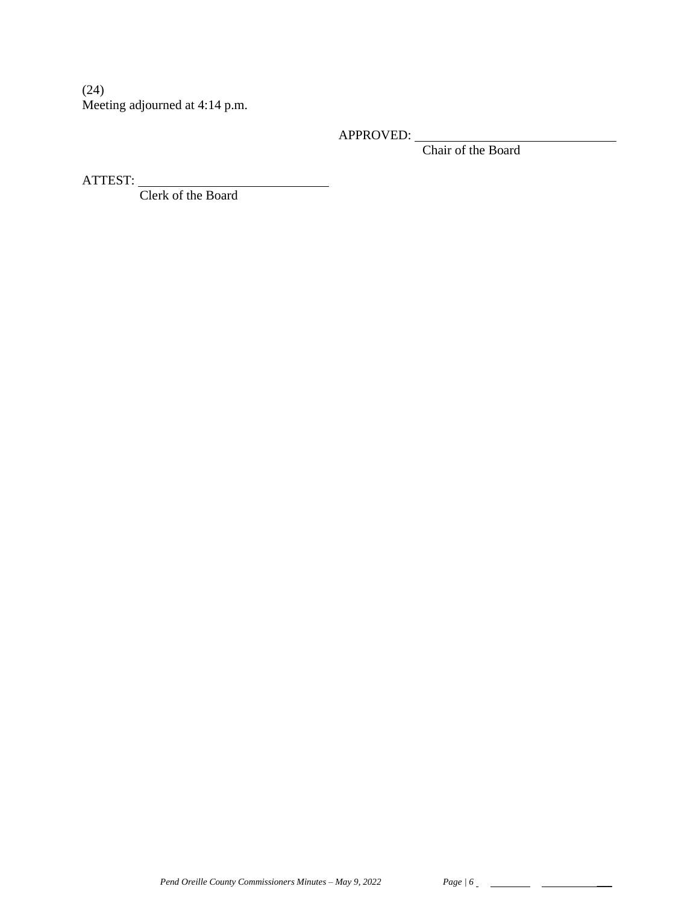(24)
Meeting adjourned at 4:14 p.m.

APPROVED: ______________________________
Chair of the Board

ATTEST: ______________________________
Clerk of the Board